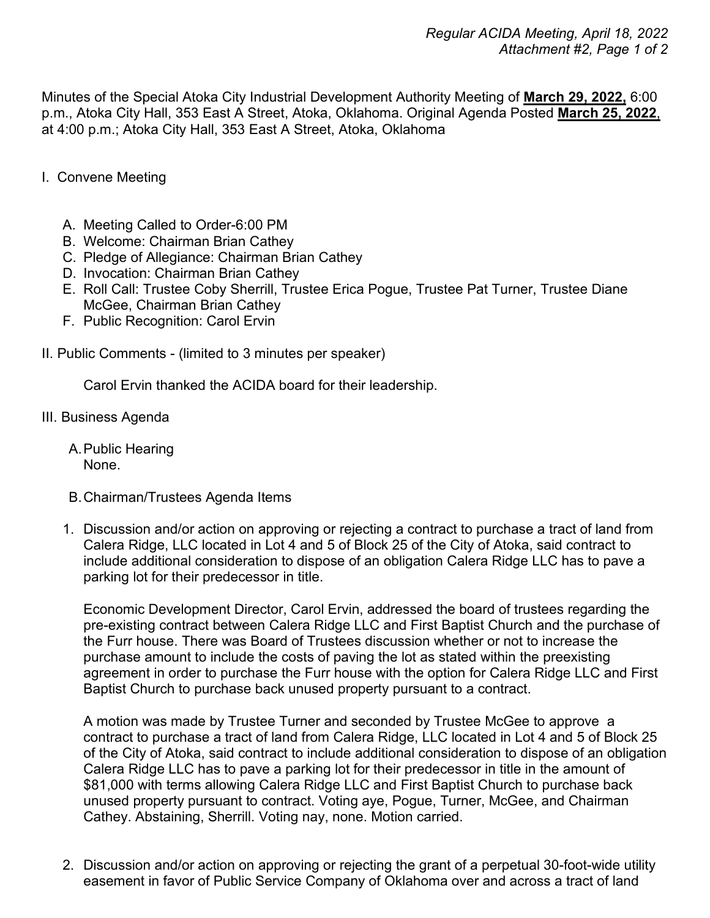Minutes of the Special Atoka City Industrial Development Authority Meeting of **March 29, 2022,** 6:00 p.m., Atoka City Hall, 353 East A Street, Atoka, Oklahoma. Original Agenda Posted **March 25, 2022**, at 4:00 p.m.; Atoka City Hall, 353 East A Street, Atoka, Oklahoma

I. Convene Meeting

A. Meeting Called to Order-6:00 PM
B. Welcome: Chairman Brian Cathey
C. Pledge of Allegiance: Chairman Brian Cathey
D. Invocation: Chairman Brian Cathey
E. Roll Call: Trustee Coby Sherrill, Trustee Erica Pogue, Trustee Pat Turner, Trustee Diane McGee, Chairman Brian Cathey
F. Public Recognition: Carol Ervin

II. Public Comments - (limited to 3 minutes per speaker)

Carol Ervin thanked the ACIDA board for their leadership.

III. Business Agenda

A. Public Hearing
None.

B. Chairman/Trustees Agenda Items

1. Discussion and/or action on approving or rejecting a contract to purchase a tract of land from Calera Ridge, LLC located in Lot 4 and 5 of Block 25 of the City of Atoka, said contract to include additional consideration to dispose of an obligation Calera Ridge LLC has to pave a parking lot for their predecessor in title.

   Economic Development Director, Carol Ervin, addressed the board of trustees regarding the pre-existing contract between Calera Ridge LLC and First Baptist Church and the purchase of the Furr house. There was Board of Trustees discussion whether or not to increase the purchase amount to include the costs of paving the lot as stated within the preexisting agreement in order to purchase the Furr house with the option for Calera Ridge LLC and First Baptist Church to purchase back unused property pursuant to a contract.

   A motion was made by Trustee Turner and seconded by Trustee McGee to approve a contract to purchase a tract of land from Calera Ridge, LLC located in Lot 4 and 5 of Block 25 of the City of Atoka, said contract to include additional consideration to dispose of an obligation Calera Ridge LLC has to pave a parking lot for their predecessor in title in the amount of $81,000 with terms allowing Calera Ridge LLC and First Baptist Church to purchase back unused property pursuant to contract. Voting aye, Pogue, Turner, McGee, and Chairman Cathey. Abstaining, Sherrill. Voting nay, none. Motion carried.

2. Discussion and/or action on approving or rejecting the grant of a perpetual 30-foot-wide utility easement in favor of Public Service Company of Oklahoma over and across a tract of land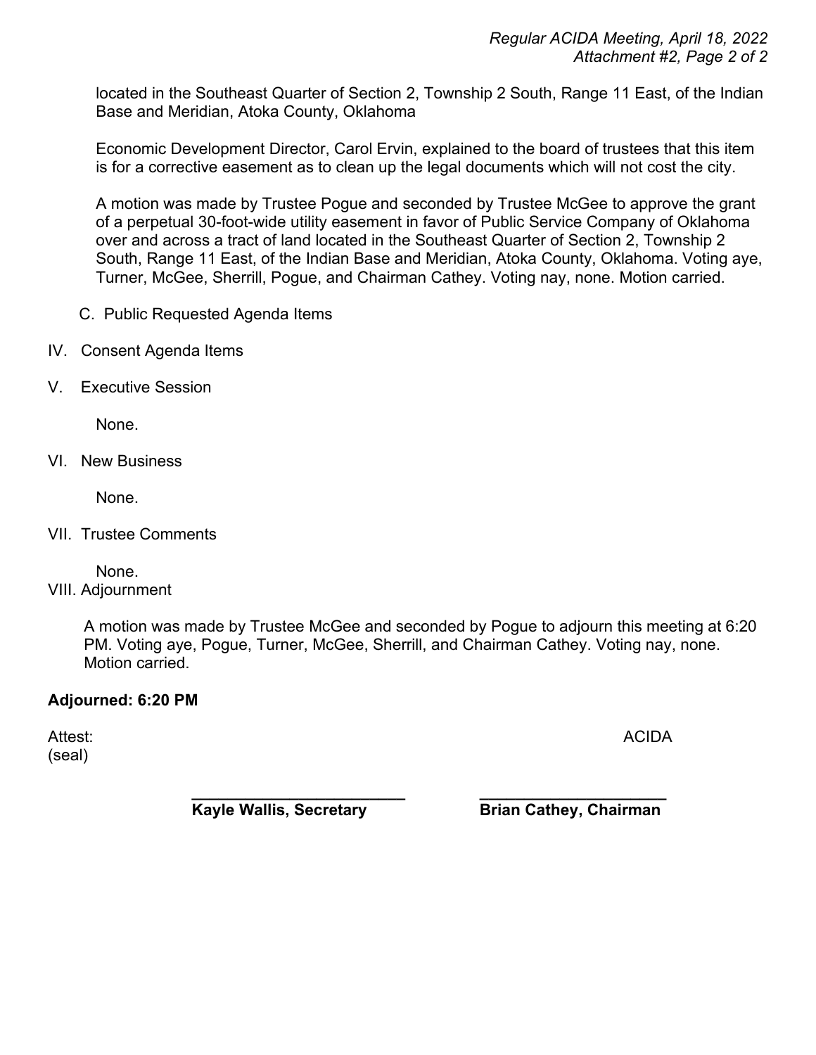located in the Southeast Quarter of Section 2, Township 2 South, Range 11 East, of the Indian Base and Meridian, Atoka County, Oklahoma

Economic Development Director, Carol Ervin, explained to the board of trustees that this item is for a corrective easement as to clean up the legal documents which will not cost the city.

A motion was made by Trustee Pogue and seconded by Trustee McGee to approve the grant of a perpetual 30-foot-wide utility easement in favor of Public Service Company of Oklahoma over and across a tract of land located in the Southeast Quarter of Section 2, Township 2 South, Range 11 East, of the Indian Base and Meridian, Atoka County, Oklahoma. Voting aye, Turner, McGee, Sherrill, Pogue, and Chairman Cathey. Voting nay, none. Motion carried.

C. Public Requested Agenda Items

IV. Consent Agenda Items

V. Executive Session

None.

VI. New Business

None.

VII. Trustee Comments

None.

VIII. Adjournment

A motion was made by Trustee McGee and seconded by Pogue to adjourn this meeting at 6:20 PM. Voting aye, Pogue, Turner, McGee, Sherrill, and Chairman Cathey. Voting nay, none. Motion carried.

**Adjourned: 6:20 PM**

Attest: ACIDA
(seal)

**Kayle Wallis, Secretary** **Brian Cathey, Chairman**